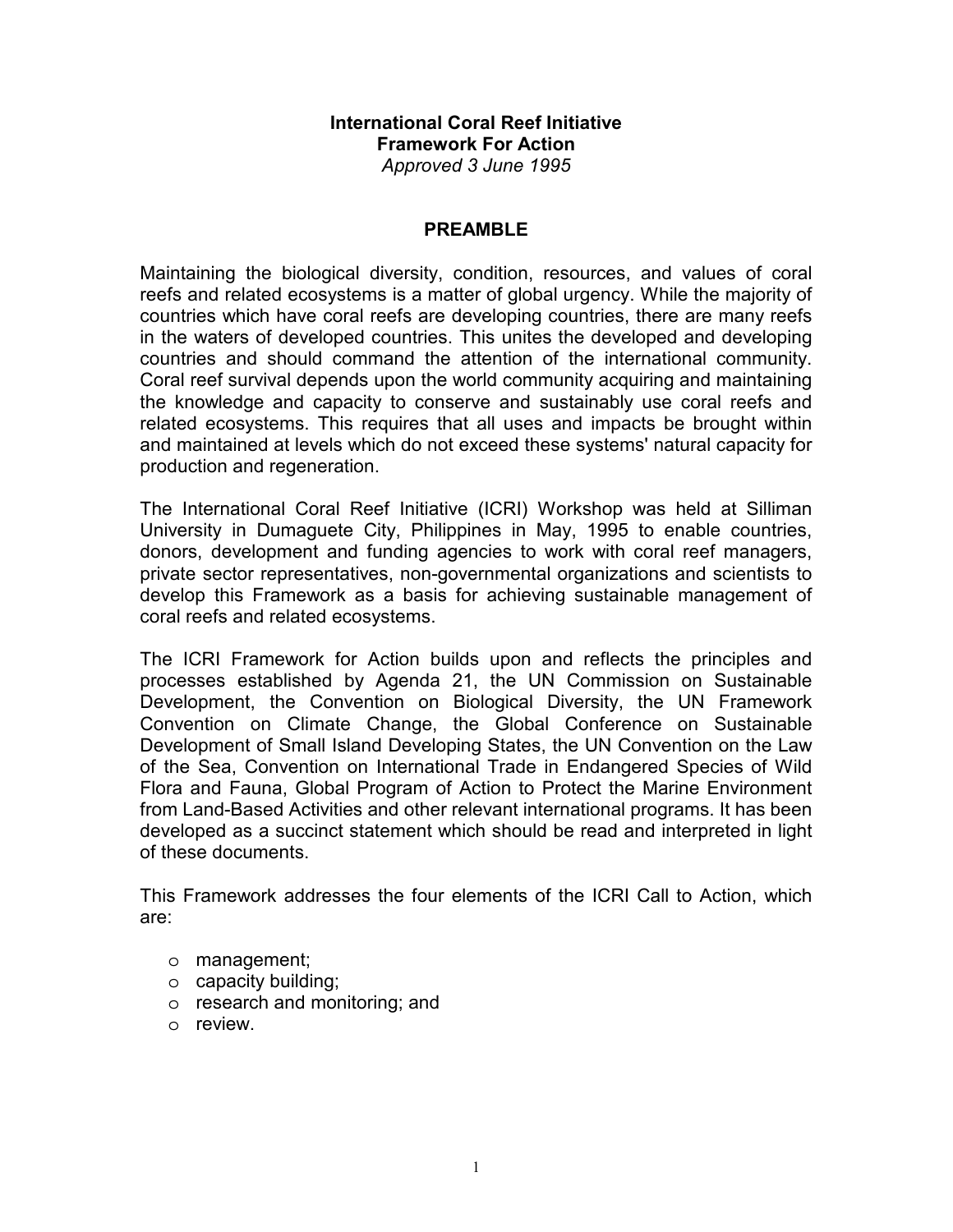# International Coral Reef Initiative
# Framework For Action

*Approved 3 June 1995*

## PREAMBLE

Maintaining the biological diversity, condition, resources, and values of coral reefs and related ecosystems is a matter of global urgency. While the majority of countries which have coral reefs are developing countries, there are many reefs in the waters of developed countries. This unites the developed and developing countries and should command the attention of the international community. Coral reef survival depends upon the world community acquiring and maintaining the knowledge and capacity to conserve and sustainably use coral reefs and related ecosystems. This requires that all uses and impacts be brought within and maintained at levels which do not exceed these systems' natural capacity for production and regeneration.

The International Coral Reef Initiative (ICRI) Workshop was held at Silliman University in Dumaguete City, Philippines in May, 1995 to enable countries, donors, development and funding agencies to work with coral reef managers, private sector representatives, non-governmental organizations and scientists to develop this Framework as a basis for achieving sustainable management of coral reefs and related ecosystems.

The ICRI Framework for Action builds upon and reflects the principles and processes established by Agenda 21, the UN Commission on Sustainable Development, the Convention on Biological Diversity, the UN Framework Convention on Climate Change, the Global Conference on Sustainable Development of Small Island Developing States, the UN Convention on the Law of the Sea, Convention on International Trade in Endangered Species of Wild Flora and Fauna, Global Program of Action to Protect the Marine Environment from Land-Based Activities and other relevant international programs. It has been developed as a succinct statement which should be read and interpreted in light of these documents.

This Framework addresses the four elements of the ICRI Call to Action, which are:

- management;
- capacity building;
- research and monitoring; and
- review.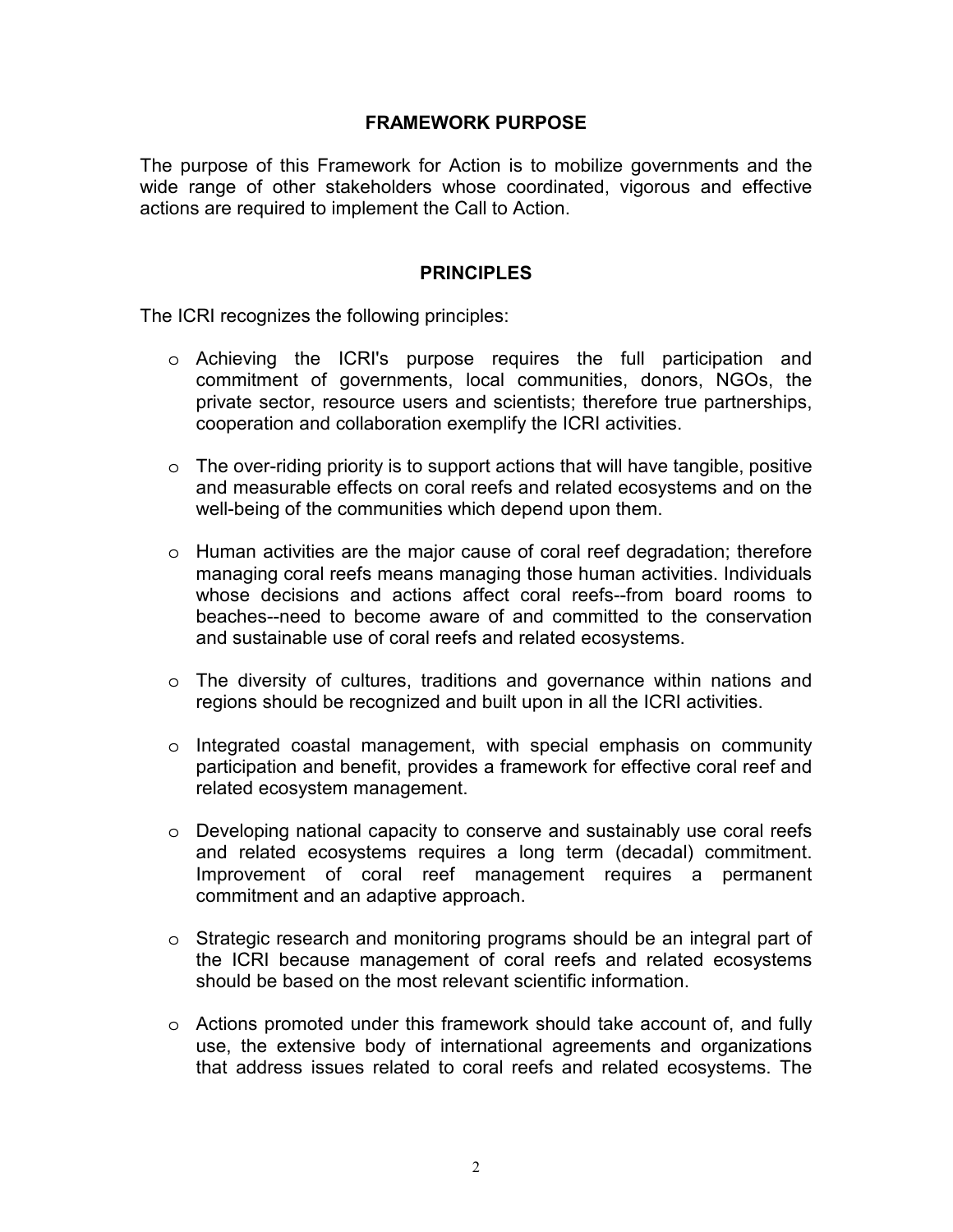## FRAMEWORK PURPOSE

The purpose of this Framework for Action is to mobilize governments and the wide range of other stakeholders whose coordinated, vigorous and effective actions are required to implement the Call to Action.

## PRINCIPLES

The ICRI recognizes the following principles:

- Achieving the ICRI's purpose requires the full participation and commitment of governments, local communities, donors, NGOs, the private sector, resource users and scientists; therefore true partnerships, cooperation and collaboration exemplify the ICRI activities.
- The over-riding priority is to support actions that will have tangible, positive and measurable effects on coral reefs and related ecosystems and on the well-being of the communities which depend upon them.
- Human activities are the major cause of coral reef degradation; therefore managing coral reefs means managing those human activities. Individuals whose decisions and actions affect coral reefs--from board rooms to beaches--need to become aware of and committed to the conservation and sustainable use of coral reefs and related ecosystems.
- The diversity of cultures, traditions and governance within nations and regions should be recognized and built upon in all the ICRI activities.
- Integrated coastal management, with special emphasis on community participation and benefit, provides a framework for effective coral reef and related ecosystem management.
- Developing national capacity to conserve and sustainably use coral reefs and related ecosystems requires a long term (decadal) commitment. Improvement of coral reef management requires a permanent commitment and an adaptive approach.
- Strategic research and monitoring programs should be an integral part of the ICRI because management of coral reefs and related ecosystems should be based on the most relevant scientific information.
- Actions promoted under this framework should take account of, and fully use, the extensive body of international agreements and organizations that address issues related to coral reefs and related ecosystems. The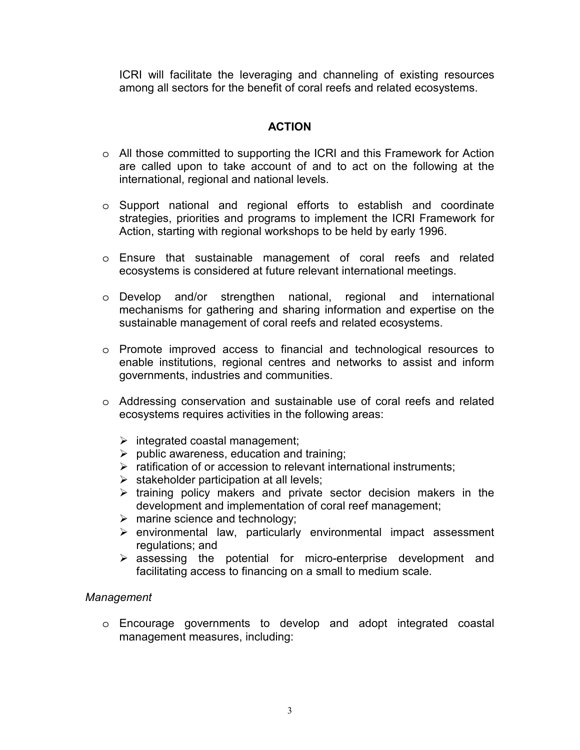ICRI will facilitate the leveraging and channeling of existing resources among all sectors for the benefit of coral reefs and related ecosystems.

## ACTION

- All those committed to supporting the ICRI and this Framework for Action are called upon to take account of and to act on the following at the international, regional and national levels.

- Support national and regional efforts to establish and coordinate strategies, priorities and programs to implement the ICRI Framework for Action, starting with regional workshops to be held by early 1996.

- Ensure that sustainable management of coral reefs and related ecosystems is considered at future relevant international meetings.

- Develop and/or strengthen national, regional and international mechanisms for gathering and sharing information and expertise on the sustainable management of coral reefs and related ecosystems.

- Promote improved access to financial and technological resources to enable institutions, regional centres and networks to assist and inform governments, industries and communities.

- Addressing conservation and sustainable use of coral reefs and related ecosystems requires activities in the following areas:

  - integrated coastal management;
  - public awareness, education and training;
  - ratification of or accession to relevant international instruments;
  - stakeholder participation at all levels;
  - training policy makers and private sector decision makers in the development and implementation of coral reef management;
  - marine science and technology;
  - environmental law, particularly environmental impact assessment regulations; and
  - assessing the potential for micro-enterprise development and facilitating access to financing on a small to medium scale.

*Management*

- Encourage governments to develop and adopt integrated coastal management measures, including: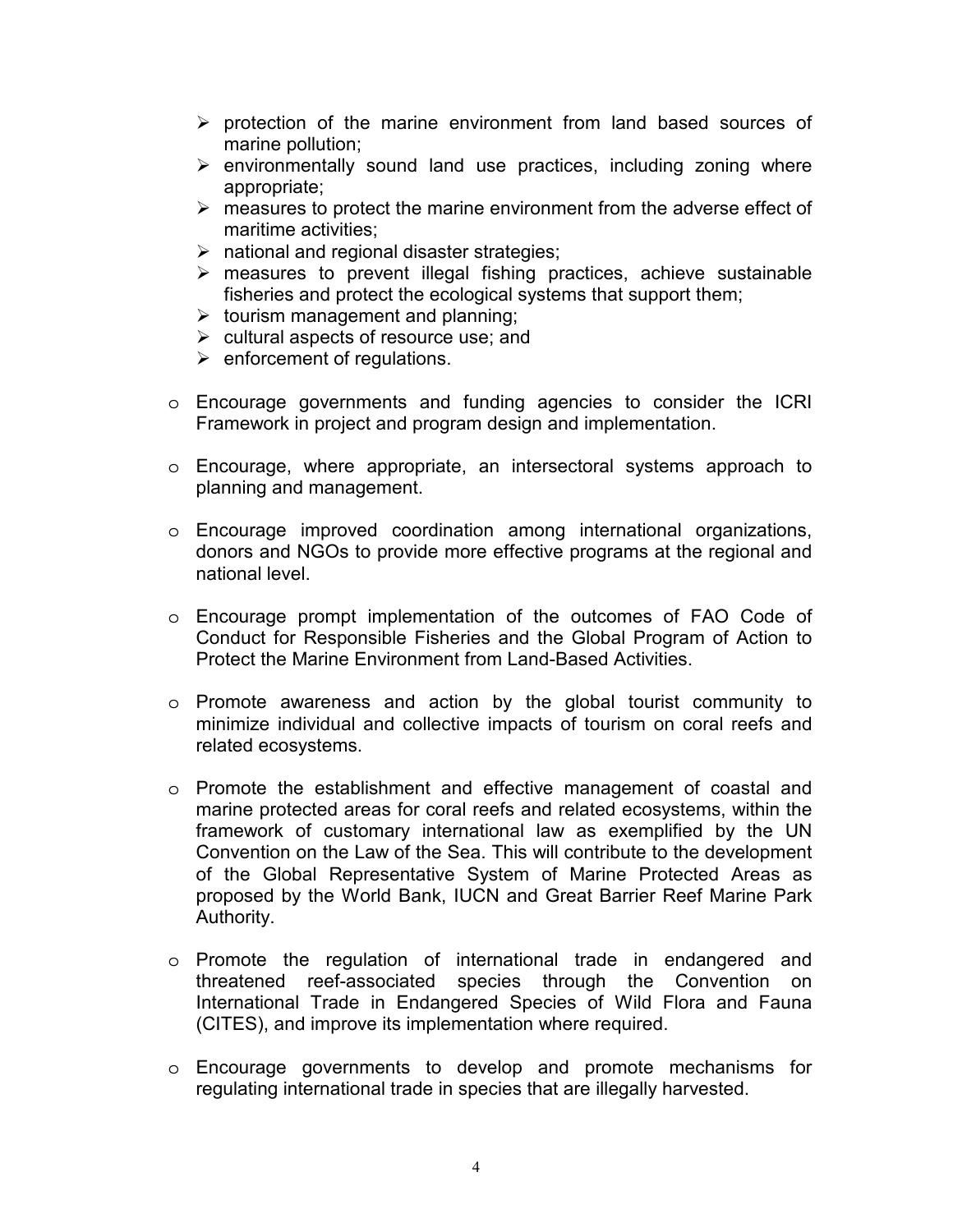- protection of the marine environment from land based sources of marine pollution;
   - environmentally sound land use practices, including zoning where appropriate;
   - measures to protect the marine environment from the adverse effect of maritime activities;
   - national and regional disaster strategies;
   - measures to prevent illegal fishing practices, achieve sustainable fisheries and protect the ecological systems that support them;
   - tourism management and planning;
   - cultural aspects of resource use; and
   - enforcement of regulations.

- Encourage governments and funding agencies to consider the ICRI Framework in project and program design and implementation.

- Encourage, where appropriate, an intersectoral systems approach to planning and management.

- Encourage improved coordination among international organizations, donors and NGOs to provide more effective programs at the regional and national level.

- Encourage prompt implementation of the outcomes of FAO Code of Conduct for Responsible Fisheries and the Global Program of Action to Protect the Marine Environment from Land-Based Activities.

- Promote awareness and action by the global tourist community to minimize individual and collective impacts of tourism on coral reefs and related ecosystems.

- Promote the establishment and effective management of coastal and marine protected areas for coral reefs and related ecosystems, within the framework of customary international law as exemplified by the UN Convention on the Law of the Sea. This will contribute to the development of the Global Representative System of Marine Protected Areas as proposed by the World Bank, IUCN and Great Barrier Reef Marine Park Authority.

- Promote the regulation of international trade in endangered and threatened reef-associated species through the Convention on International Trade in Endangered Species of Wild Flora and Fauna (CITES), and improve its implementation where required.

- Encourage governments to develop and promote mechanisms for regulating international trade in species that are illegally harvested.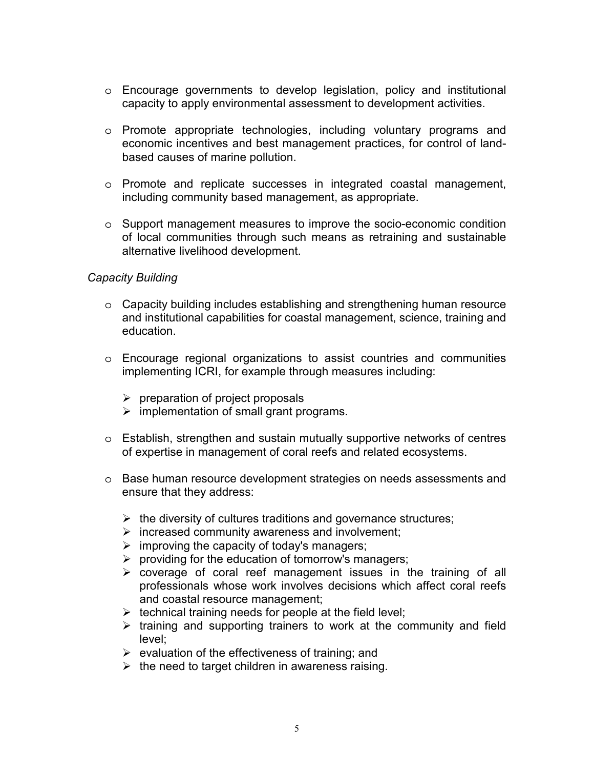- Encourage governments to develop legislation, policy and institutional capacity to apply environmental assessment to development activities.

- Promote appropriate technologies, including voluntary programs and economic incentives and best management practices, for control of land-based causes of marine pollution.

- Promote and replicate successes in integrated coastal management, including community based management, as appropriate.

- Support management measures to improve the socio-economic condition of local communities through such means as retraining and sustainable alternative livelihood development.

*Capacity Building*

- Capacity building includes establishing and strengthening human resource and institutional capabilities for coastal management, science, training and education.

- Encourage regional organizations to assist countries and communities implementing ICRI, for example through measures including:

  - preparation of project proposals
  - implementation of small grant programs.

- Establish, strengthen and sustain mutually supportive networks of centres of expertise in management of coral reefs and related ecosystems.

- Base human resource development strategies on needs assessments and ensure that they address:

  - the diversity of cultures traditions and governance structures;
  - increased community awareness and involvement;
  - improving the capacity of today's managers;
  - providing for the education of tomorrow's managers;
  - coverage of coral reef management issues in the training of all professionals whose work involves decisions which affect coral reefs and coastal resource management;
  - technical training needs for people at the field level;
  - training and supporting trainers to work at the community and field level;
  - evaluation of the effectiveness of training; and
  - the need to target children in awareness raising.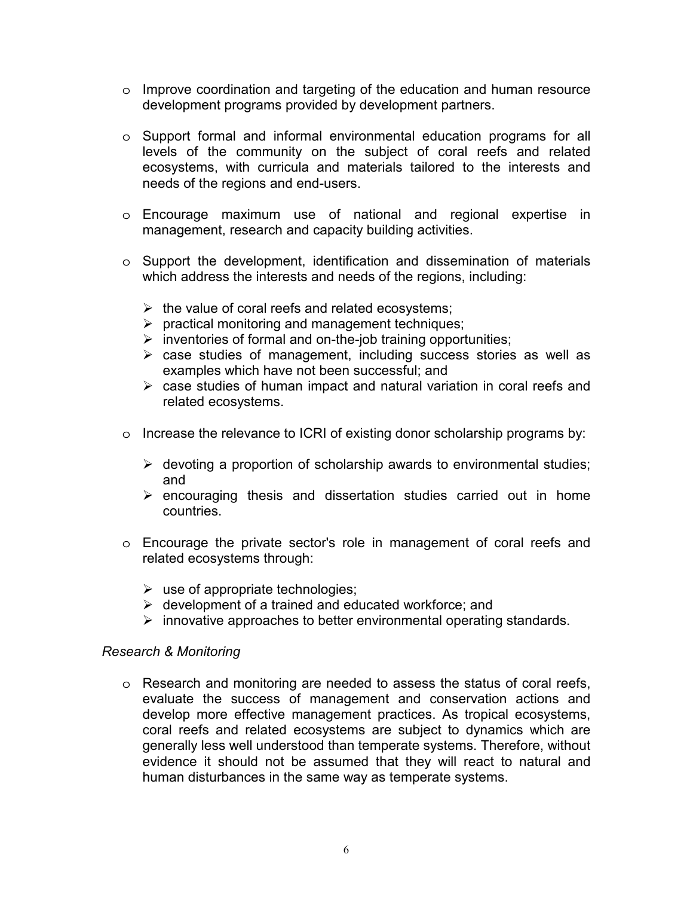- Improve coordination and targeting of the education and human resource development programs provided by development partners.

- Support formal and informal environmental education programs for all levels of the community on the subject of coral reefs and related ecosystems, with curricula and materials tailored to the interests and needs of the regions and end-users.

- Encourage maximum use of national and regional expertise in management, research and capacity building activities.

- Support the development, identification and dissemination of materials which address the interests and needs of the regions, including:

  - the value of coral reefs and related ecosystems;
  - practical monitoring and management techniques;
  - inventories of formal and on-the-job training opportunities;
  - case studies of management, including success stories as well as examples which have not been successful; and
  - case studies of human impact and natural variation in coral reefs and related ecosystems.

- Increase the relevance to ICRI of existing donor scholarship programs by:

  - devoting a proportion of scholarship awards to environmental studies; and
  - encouraging thesis and dissertation studies carried out in home countries.

- Encourage the private sector's role in management of coral reefs and related ecosystems through:

  - use of appropriate technologies;
  - development of a trained and educated workforce; and
  - innovative approaches to better environmental operating standards.

*Research & Monitoring*

- Research and monitoring are needed to assess the status of coral reefs, evaluate the success of management and conservation actions and develop more effective management practices. As tropical ecosystems, coral reefs and related ecosystems are subject to dynamics which are generally less well understood than temperate systems. Therefore, without evidence it should not be assumed that they will react to natural and human disturbances in the same way as temperate systems.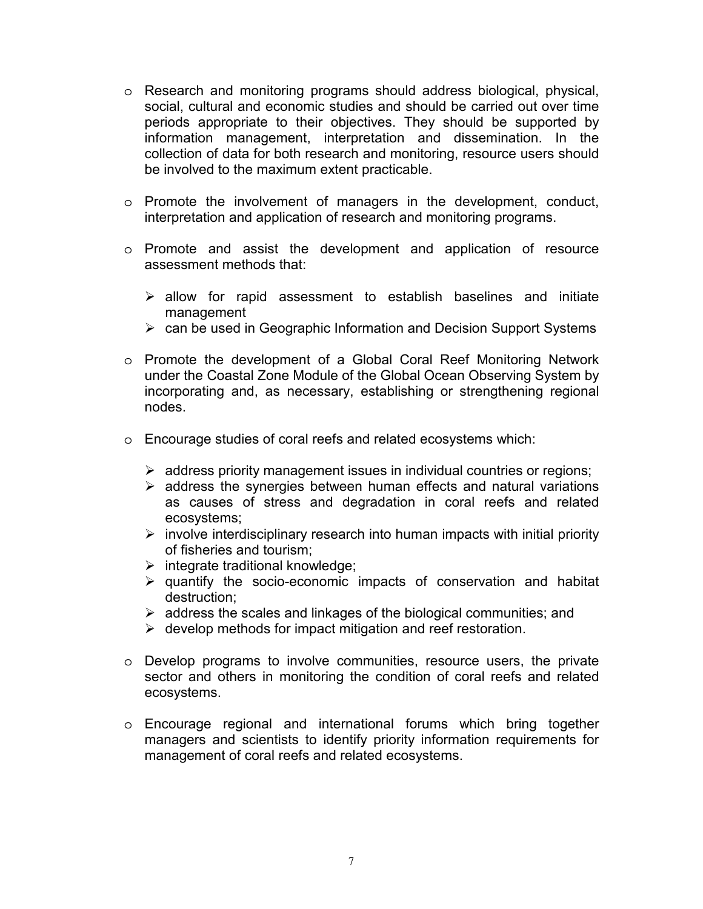- Research and monitoring programs should address biological, physical, social, cultural and economic studies and should be carried out over time periods appropriate to their objectives. They should be supported by information management, interpretation and dissemination. In the collection of data for both research and monitoring, resource users should be involved to the maximum extent practicable.

- Promote the involvement of managers in the development, conduct, interpretation and application of research and monitoring programs.

- Promote and assist the development and application of resource assessment methods that:

  - allow for rapid assessment to establish baselines and initiate management
  - can be used in Geographic Information and Decision Support Systems

- Promote the development of a Global Coral Reef Monitoring Network under the Coastal Zone Module of the Global Ocean Observing System by incorporating and, as necessary, establishing or strengthening regional nodes.

- Encourage studies of coral reefs and related ecosystems which:

  - address priority management issues in individual countries or regions;
  - address the synergies between human effects and natural variations as causes of stress and degradation in coral reefs and related ecosystems;
  - involve interdisciplinary research into human impacts with initial priority of fisheries and tourism;
  - integrate traditional knowledge;
  - quantify the socio-economic impacts of conservation and habitat destruction;
  - address the scales and linkages of the biological communities; and
  - develop methods for impact mitigation and reef restoration.

- Develop programs to involve communities, resource users, the private sector and others in monitoring the condition of coral reefs and related ecosystems.

- Encourage regional and international forums which bring together managers and scientists to identify priority information requirements for management of coral reefs and related ecosystems.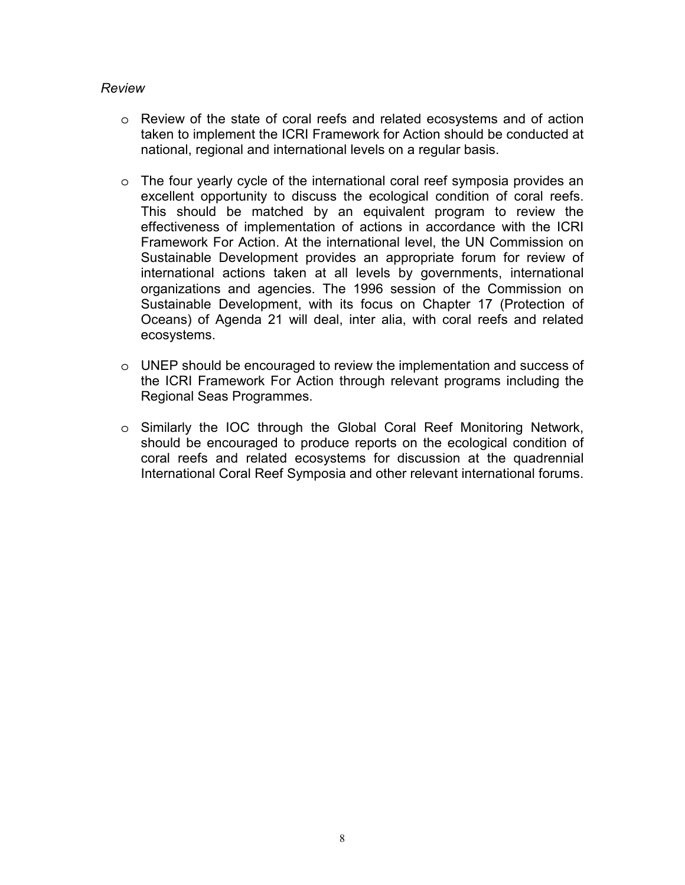*Review*

- Review of the state of coral reefs and related ecosystems and of action taken to implement the ICRI Framework for Action should be conducted at national, regional and international levels on a regular basis.

- The four yearly cycle of the international coral reef symposia provides an excellent opportunity to discuss the ecological condition of coral reefs. This should be matched by an equivalent program to review the effectiveness of implementation of actions in accordance with the ICRI Framework For Action. At the international level, the UN Commission on Sustainable Development provides an appropriate forum for review of international actions taken at all levels by governments, international organizations and agencies. The 1996 session of the Commission on Sustainable Development, with its focus on Chapter 17 (Protection of Oceans) of Agenda 21 will deal, inter alia, with coral reefs and related ecosystems.

- UNEP should be encouraged to review the implementation and success of the ICRI Framework For Action through relevant programs including the Regional Seas Programmes.

- Similarly the IOC through the Global Coral Reef Monitoring Network, should be encouraged to produce reports on the ecological condition of coral reefs and related ecosystems for discussion at the quadrennial International Coral Reef Symposia and other relevant international forums.